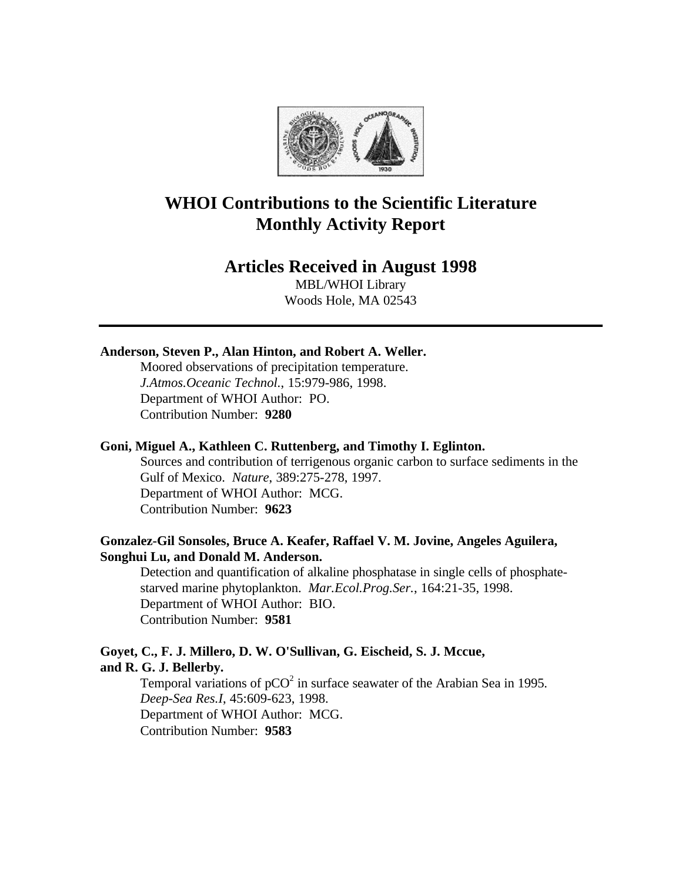# WHOI Contributions to the Scientific Literature
# Monthly Activity Report

## Articles Received in August 1998

MBL/WHOI Library
Woods Hole, MA 02543

---

**Anderson, Steven P., Alan Hinton, and Robert A. Weller.**

Moored observations of precipitation temperature.
*J.Atmos.Oceanic Technol.*, 15:979-986, 1998.
Department of WHOI Author: PO.
Contribution Number: **9280**

**Goni, Miguel A., Kathleen C. Ruttenberg, and Timothy I. Eglinton.**

Sources and contribution of terrigenous organic carbon to surface sediments in the Gulf of Mexico. *Nature*, 389:275-278, 1997.
Department of WHOI Author: MCG.
Contribution Number: **9623**

**Gonzalez-Gil Sonsoles, Bruce A. Keafer, Raffael V. M. Jovine, Angeles Aguilera, Songhui Lu, and Donald M. Anderson.**

Detection and quantification of alkaline phosphatase in single cells of phosphate-starved marine phytoplankton. *Mar.Ecol.Prog.Ser.*, 164:21-35, 1998.
Department of WHOI Author: BIO.
Contribution Number: **9581**

**Goyet, C., F. J. Millero, D. W. O'Sullivan, G. Eischeid, S. J. Mccue, and R. G. J. Bellerby.**

Temporal variations of $pCO^2$ in surface seawater of the Arabian Sea in 1995.
*Deep-Sea Res.I*, 45:609-623, 1998.
Department of WHOI Author: MCG.
Contribution Number: **9583**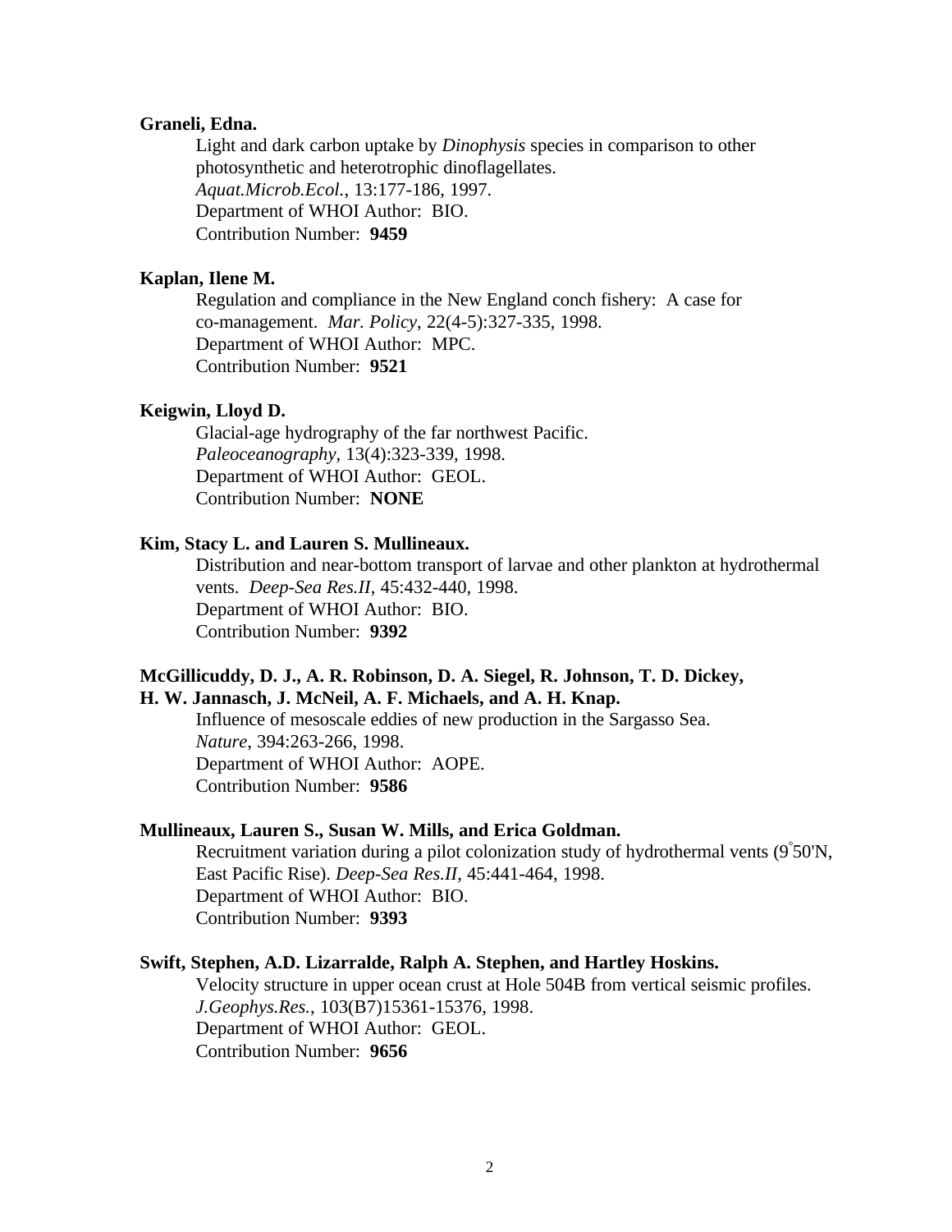**Graneli, Edna.**

Light and dark carbon uptake by *Dinophysis* species in comparison to other photosynthetic and heterotrophic dinoflagellates.
*Aquat.Microb.Ecol.*, 13:177-186, 1997.
Department of WHOI Author: BIO.
Contribution Number: **9459**

**Kaplan, Ilene M.**

Regulation and compliance in the New England conch fishery: A case for co-management. *Mar. Policy*, 22(4-5):327-335, 1998.
Department of WHOI Author: MPC.
Contribution Number: **9521**

**Keigwin, Lloyd D.**

Glacial-age hydrography of the far northwest Pacific.
*Paleoceanography*, 13(4):323-339, 1998.
Department of WHOI Author: GEOL.
Contribution Number: **NONE**

**Kim, Stacy L. and Lauren S. Mullineaux.**

Distribution and near-bottom transport of larvae and other plankton at hydrothermal vents. *Deep-Sea Res.II*, 45:432-440, 1998.
Department of WHOI Author: BIO.
Contribution Number: **9392**

**McGillicuddy, D. J., A. R. Robinson, D. A. Siegel, R. Johnson, T. D. Dickey, H. W. Jannasch, J. McNeil, A. F. Michaels, and A. H. Knap.**

Influence of mesoscale eddies of new production in the Sargasso Sea.
*Nature*, 394:263-266, 1998.
Department of WHOI Author: AOPE.
Contribution Number: **9586**

**Mullineaux, Lauren S., Susan W. Mills, and Erica Goldman.**

Recruitment variation during a pilot colonization study of hydrothermal vents (9°50'N, East Pacific Rise). *Deep-Sea Res.II*, 45:441-464, 1998.
Department of WHOI Author: BIO.
Contribution Number: **9393**

**Swift, Stephen, A.D. Lizarralde, Ralph A. Stephen, and Hartley Hoskins.**

Velocity structure in upper ocean crust at Hole 504B from vertical seismic profiles.
*J.Geophys.Res.*, 103(B7)15361-15376, 1998.
Department of WHOI Author: GEOL.
Contribution Number: **9656**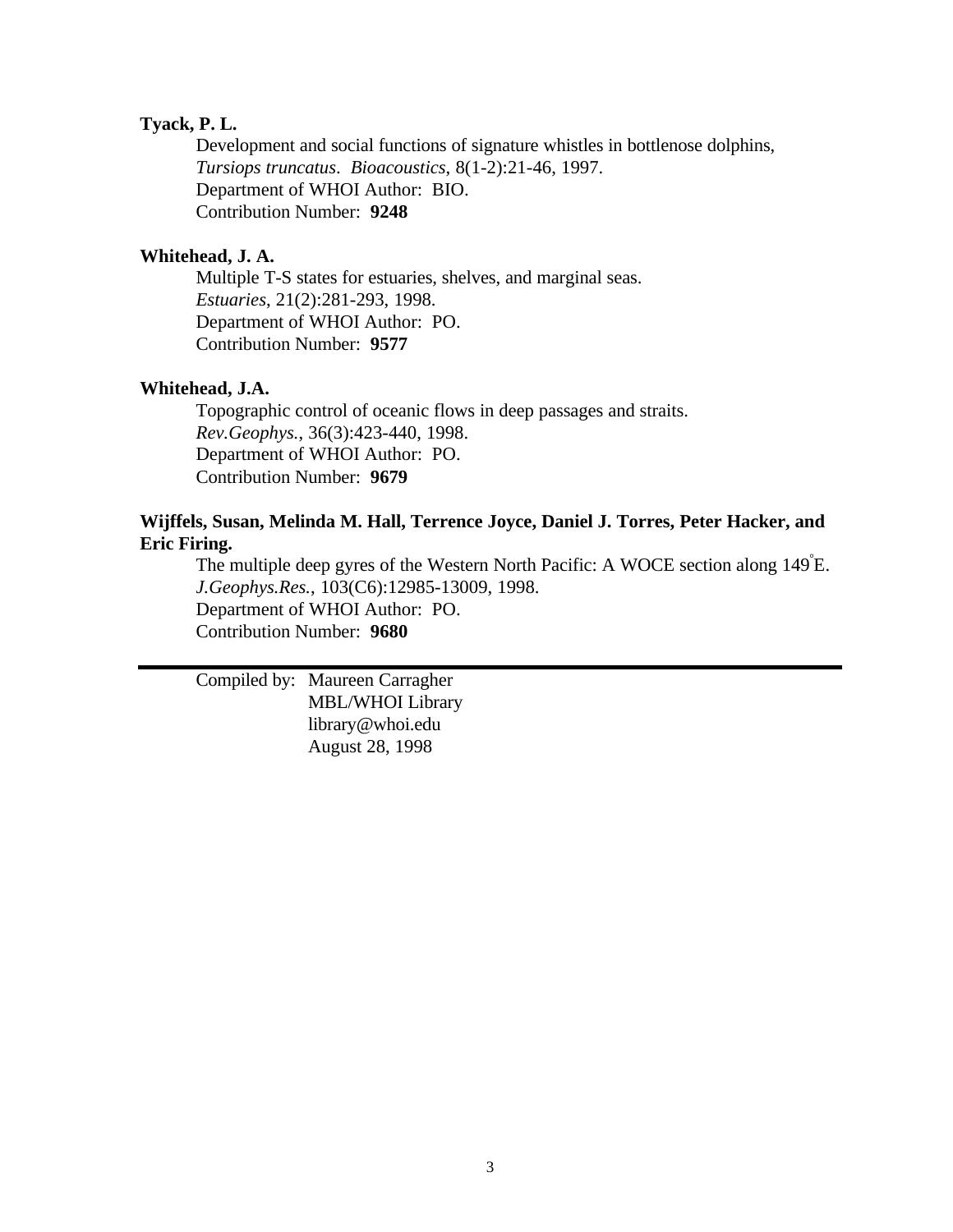**Tyack, P. L.**

Development and social functions of signature whistles in bottlenose dolphins, *Tursiops truncatus*. *Bioacoustics*, 8(1-2):21-46, 1997.
Department of WHOI Author: BIO.
Contribution Number: **9248**

**Whitehead, J. A.**

Multiple T-S states for estuaries, shelves, and marginal seas. *Estuaries*, 21(2):281-293, 1998.
Department of WHOI Author: PO.
Contribution Number: **9577**

**Whitehead, J.A.**

Topographic control of oceanic flows in deep passages and straits. *Rev.Geophys.*, 36(3):423-440, 1998.
Department of WHOI Author: PO.
Contribution Number: **9679**

**Wijffels, Susan, Melinda M. Hall, Terrence Joyce, Daniel J. Torres, Peter Hacker, and Eric Firing.**

The multiple deep gyres of the Western North Pacific: A WOCE section along 149°E. *J.Geophys.Res.*, 103(C6):12985-13009, 1998.
Department of WHOI Author: PO.
Contribution Number: **9680**

---

Compiled by: Maureen Carragher
MBL/WHOI Library
library@whoi.edu
August 28, 1998